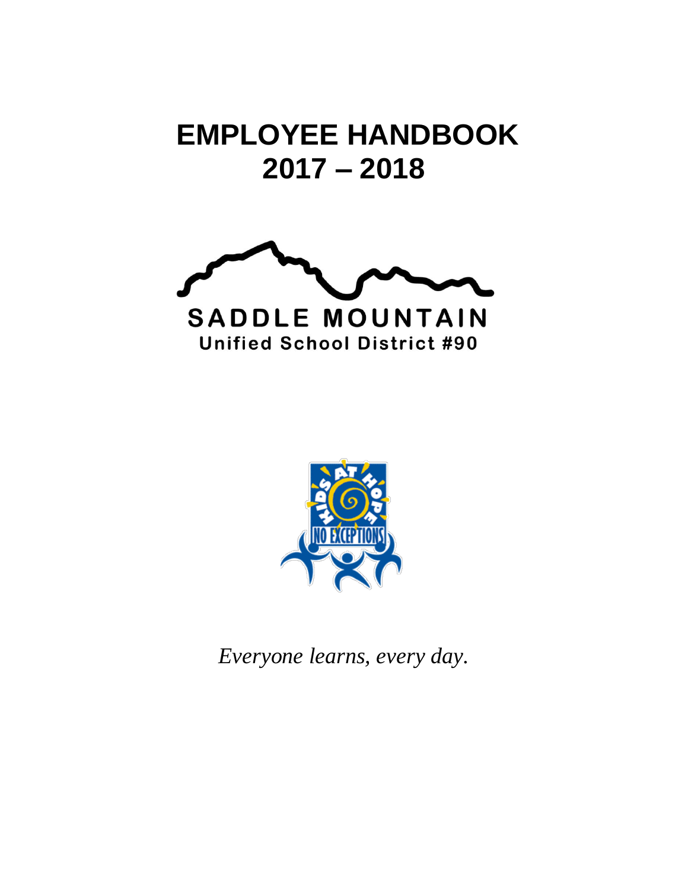# EMPLOYEE HANDBOOK
# 2017 – 2018

SADDLE MOUNTAIN
Unified School District #90

KIDS AT HOPE
NO EXCEPTIONS

*Everyone learns, every day.*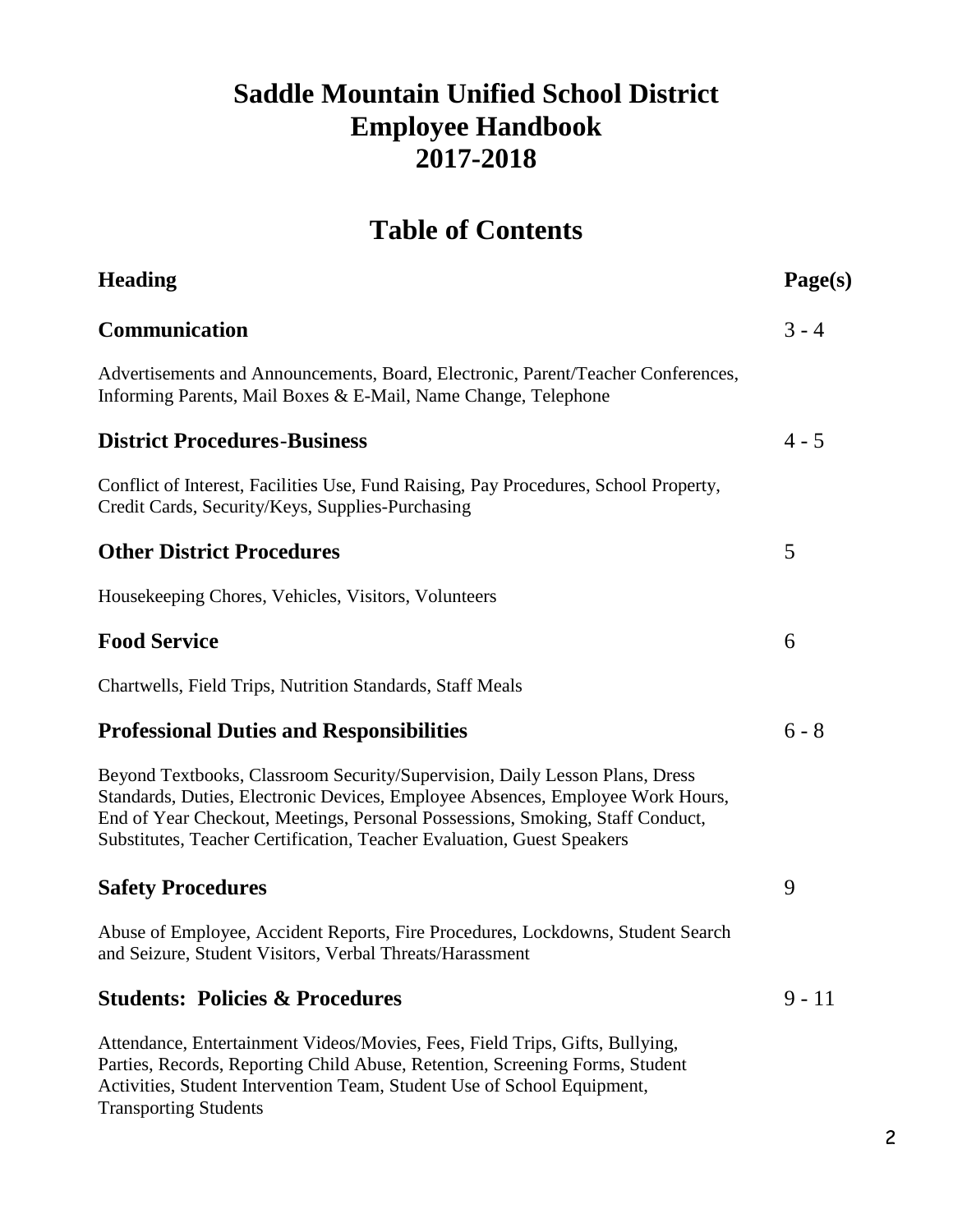# Saddle Mountain Unified School District
# Employee Handbook
# 2017-2018

## Table of Contents

| Heading | Page(s) |
|---|---|
| **Communication** | 3 - 4 |
| Advertisements and Announcements, Board, Electronic, Parent/Teacher Conferences, Informing Parents, Mail Boxes & E-Mail, Name Change, Telephone | |
| **District Procedures-Business** | 4 - 5 |
| Conflict of Interest, Facilities Use, Fund Raising, Pay Procedures, School Property, Credit Cards, Security/Keys, Supplies-Purchasing | |
| **Other District Procedures** | 5 |
| Housekeeping Chores, Vehicles, Visitors, Volunteers | |
| **Food Service** | 6 |
| Chartwells, Field Trips, Nutrition Standards, Staff Meals | |
| **Professional Duties and Responsibilities** | 6 - 8 |
| Beyond Textbooks, Classroom Security/Supervision, Daily Lesson Plans, Dress Standards, Duties, Electronic Devices, Employee Absences, Employee Work Hours, End of Year Checkout, Meetings, Personal Possessions, Smoking, Staff Conduct, Substitutes, Teacher Certification, Teacher Evaluation, Guest Speakers | |
| **Safety Procedures** | 9 |
| Abuse of Employee, Accident Reports, Fire Procedures, Lockdowns, Student Search and Seizure, Student Visitors, Verbal Threats/Harassment | |
| **Students: Policies & Procedures** | 9 - 11 |
| Attendance, Entertainment Videos/Movies, Fees, Field Trips, Gifts, Bullying, Parties, Records, Reporting Child Abuse, Retention, Screening Forms, Student Activities, Student Intervention Team, Student Use of School Equipment, Transporting Students | |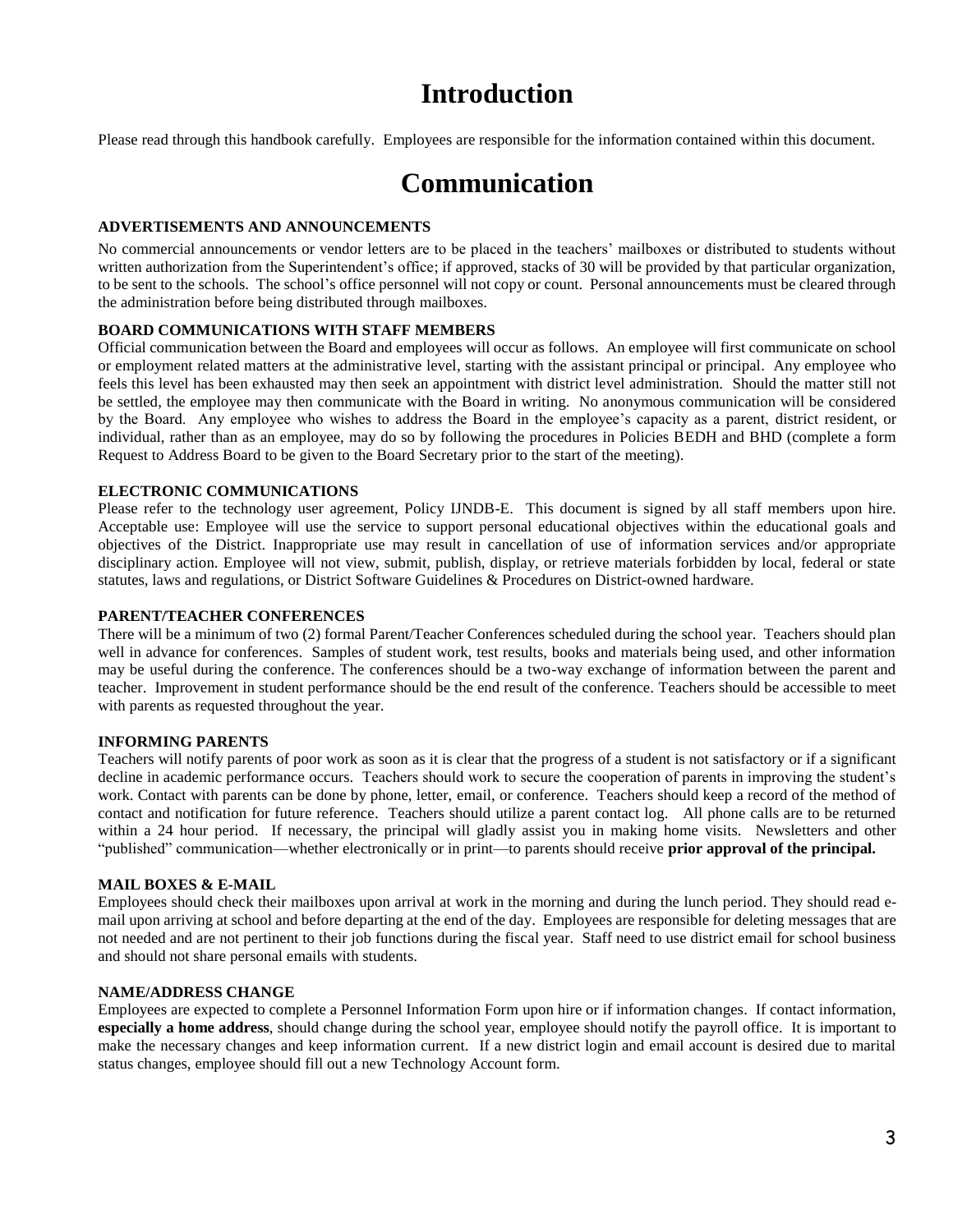# Introduction

Please read through this handbook carefully. Employees are responsible for the information contained within this document.

# Communication

### ADVERTISEMENTS AND ANNOUNCEMENTS

No commercial announcements or vendor letters are to be placed in the teachers' mailboxes or distributed to students without written authorization from the Superintendent's office; if approved, stacks of 30 will be provided by that particular organization, to be sent to the schools. The school's office personnel will not copy or count. Personal announcements must be cleared through the administration before being distributed through mailboxes.

### BOARD COMMUNICATIONS WITH STAFF MEMBERS

Official communication between the Board and employees will occur as follows. An employee will first communicate on school or employment related matters at the administrative level, starting with the assistant principal or principal. Any employee who feels this level has been exhausted may then seek an appointment with district level administration. Should the matter still not be settled, the employee may then communicate with the Board in writing. No anonymous communication will be considered by the Board. Any employee who wishes to address the Board in the employee's capacity as a parent, district resident, or individual, rather than as an employee, may do so by following the procedures in Policies BEDH and BHD (complete a form Request to Address Board to be given to the Board Secretary prior to the start of the meeting).

### ELECTRONIC COMMUNICATIONS

Please refer to the technology user agreement, Policy IJNDB-E. This document is signed by all staff members upon hire. Acceptable use: Employee will use the service to support personal educational objectives within the educational goals and objectives of the District. Inappropriate use may result in cancellation of use of information services and/or appropriate disciplinary action. Employee will not view, submit, publish, display, or retrieve materials forbidden by local, federal or state statutes, laws and regulations, or District Software Guidelines & Procedures on District-owned hardware.

### PARENT/TEACHER CONFERENCES

There will be a minimum of two (2) formal Parent/Teacher Conferences scheduled during the school year. Teachers should plan well in advance for conferences. Samples of student work, test results, books and materials being used, and other information may be useful during the conference. The conferences should be a two-way exchange of information between the parent and teacher. Improvement in student performance should be the end result of the conference. Teachers should be accessible to meet with parents as requested throughout the year.

### INFORMING PARENTS

Teachers will notify parents of poor work as soon as it is clear that the progress of a student is not satisfactory or if a significant decline in academic performance occurs. Teachers should work to secure the cooperation of parents in improving the student's work. Contact with parents can be done by phone, letter, email, or conference. Teachers should keep a record of the method of contact and notification for future reference. Teachers should utilize a parent contact log. All phone calls are to be returned within a 24 hour period. If necessary, the principal will gladly assist you in making home visits. Newsletters and other "published" communication—whether electronically or in print—to parents should receive **prior approval of the principal.**

### MAIL BOXES & E-MAIL

Employees should check their mailboxes upon arrival at work in the morning and during the lunch period. They should read e-mail upon arriving at school and before departing at the end of the day. Employees are responsible for deleting messages that are not needed and are not pertinent to their job functions during the fiscal year. Staff need to use district email for school business and should not share personal emails with students.

### NAME/ADDRESS CHANGE

Employees are expected to complete a Personnel Information Form upon hire or if information changes. If contact information, **especially a home address**, should change during the school year, employee should notify the payroll office. It is important to make the necessary changes and keep information current. If a new district login and email account is desired due to marital status changes, employee should fill out a new Technology Account form.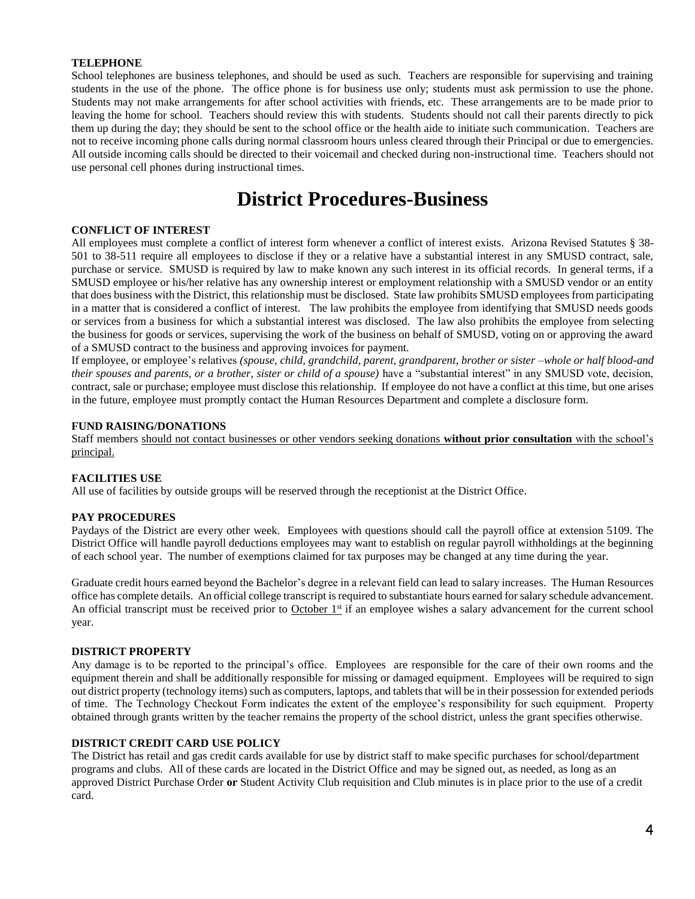**TELEPHONE**

School telephones are business telephones, and should be used as such. Teachers are responsible for supervising and training students in the use of the phone. The office phone is for business use only; students must ask permission to use the phone. Students may not make arrangements for after school activities with friends, etc. These arrangements are to be made prior to leaving the home for school. Teachers should review this with students. Students should not call their parents directly to pick them up during the day; they should be sent to the school office or the health aide to initiate such communication. Teachers are not to receive incoming phone calls during normal classroom hours unless cleared through their Principal or due to emergencies. All outside incoming calls should be directed to their voicemail and checked during non-instructional time. Teachers should not use personal cell phones during instructional times.

# District Procedures-Business

**CONFLICT OF INTEREST**

All employees must complete a conflict of interest form whenever a conflict of interest exists. Arizona Revised Statutes § 38-501 to 38-511 require all employees to disclose if they or a relative have a substantial interest in any SMUSD contract, sale, purchase or service. SMUSD is required by law to make known any such interest in its official records. In general terms, if a SMUSD employee or his/her relative has any ownership interest or employment relationship with a SMUSD vendor or an entity that does business with the District, this relationship must be disclosed. State law prohibits SMUSD employees from participating in a matter that is considered a conflict of interest. The law prohibits the employee from identifying that SMUSD needs goods or services from a business for which a substantial interest was disclosed. The law also prohibits the employee from selecting the business for goods or services, supervising the work of the business on behalf of SMUSD, voting on or approving the award of a SMUSD contract to the business and approving invoices for payment.

If employee, or employee's relatives *(spouse, child, grandchild, parent, grandparent, brother or sister –whole or half blood-and their spouses and parents, or a brother, sister or child of a spouse)* have a "substantial interest" in any SMUSD vote, decision, contract, sale or purchase; employee must disclose this relationship. If employee do not have a conflict at this time, but one arises in the future, employee must promptly contact the Human Resources Department and complete a disclosure form.

**FUND RAISING/DONATIONS**

Staff members should not contact businesses or other vendors seeking donations **without prior consultation** with the school's principal.

**FACILITIES USE**

All use of facilities by outside groups will be reserved through the receptionist at the District Office.

**PAY PROCEDURES**

Paydays of the District are every other week. Employees with questions should call the payroll office at extension 5109. The District Office will handle payroll deductions employees may want to establish on regular payroll withholdings at the beginning of each school year. The number of exemptions claimed for tax purposes may be changed at any time during the year.

Graduate credit hours earned beyond the Bachelor's degree in a relevant field can lead to salary increases. The Human Resources office has complete details. An official college transcript is required to substantiate hours earned for salary schedule advancement. An official transcript must be received prior to October 1st if an employee wishes a salary advancement for the current school year.

**DISTRICT PROPERTY**

Any damage is to be reported to the principal's office. Employees are responsible for the care of their own rooms and the equipment therein and shall be additionally responsible for missing or damaged equipment. Employees will be required to sign out district property (technology items) such as computers, laptops, and tablets that will be in their possession for extended periods of time. The Technology Checkout Form indicates the extent of the employee's responsibility for such equipment. Property obtained through grants written by the teacher remains the property of the school district, unless the grant specifies otherwise.

**DISTRICT CREDIT CARD USE POLICY**

The District has retail and gas credit cards available for use by district staff to make specific purchases for school/department programs and clubs. All of these cards are located in the District Office and may be signed out, as needed, as long as an approved District Purchase Order **or** Student Activity Club requisition and Club minutes is in place prior to the use of a credit card.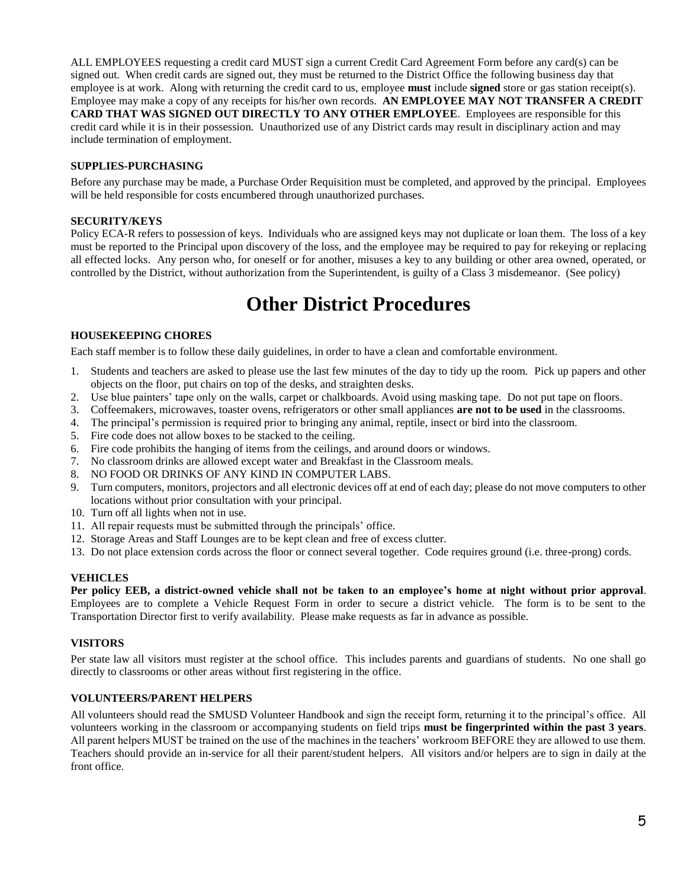ALL EMPLOYEES requesting a credit card MUST sign a current Credit Card Agreement Form before any card(s) can be signed out. When credit cards are signed out, they must be returned to the District Office the following business day that employee is at work. Along with returning the credit card to us, employee **must** include **signed** store or gas station receipt(s). Employee may make a copy of any receipts for his/her own records. **AN EMPLOYEE MAY NOT TRANSFER A CREDIT CARD THAT WAS SIGNED OUT DIRECTLY TO ANY OTHER EMPLOYEE**. Employees are responsible for this credit card while it is in their possession. Unauthorized use of any District cards may result in disciplinary action and may include termination of employment.

### SUPPLIES-PURCHASING

Before any purchase may be made, a Purchase Order Requisition must be completed, and approved by the principal. Employees will be held responsible for costs encumbered through unauthorized purchases.

### SECURITY/KEYS

Policy ECA-R refers to possession of keys. Individuals who are assigned keys may not duplicate or loan them. The loss of a key must be reported to the Principal upon discovery of the loss, and the employee may be required to pay for rekeying or replacing all effected locks. Any person who, for oneself or for another, misuses a key to any building or other area owned, operated, or controlled by the District, without authorization from the Superintendent, is guilty of a Class 3 misdemeanor. (See policy)

# Other District Procedures

### HOUSEKEEPING CHORES

Each staff member is to follow these daily guidelines, in order to have a clean and comfortable environment.

1. Students and teachers are asked to please use the last few minutes of the day to tidy up the room. Pick up papers and other objects on the floor, put chairs on top of the desks, and straighten desks.
2. Use blue painters' tape only on the walls, carpet or chalkboards. Avoid using masking tape. Do not put tape on floors.
3. Coffeemakers, microwaves, toaster ovens, refrigerators or other small appliances **are not to be used** in the classrooms.
4. The principal's permission is required prior to bringing any animal, reptile, insect or bird into the classroom.
5. Fire code does not allow boxes to be stacked to the ceiling.
6. Fire code prohibits the hanging of items from the ceilings, and around doors or windows.
7. No classroom drinks are allowed except water and Breakfast in the Classroom meals.
8. NO FOOD OR DRINKS OF ANY KIND IN COMPUTER LABS.
9. Turn computers, monitors, projectors and all electronic devices off at end of each day; please do not move computers to other locations without prior consultation with your principal.
10. Turn off all lights when not in use.
11. All repair requests must be submitted through the principals' office.
12. Storage Areas and Staff Lounges are to be kept clean and free of excess clutter.
13. Do not place extension cords across the floor or connect several together. Code requires ground (i.e. three-prong) cords.

### VEHICLES

**Per policy EEB, a district-owned vehicle shall not be taken to an employee's home at night without prior approval**. Employees are to complete a Vehicle Request Form in order to secure a district vehicle. The form is to be sent to the Transportation Director first to verify availability. Please make requests as far in advance as possible.

### VISITORS

Per state law all visitors must register at the school office. This includes parents and guardians of students. No one shall go directly to classrooms or other areas without first registering in the office.

### VOLUNTEERS/PARENT HELPERS

All volunteers should read the SMUSD Volunteer Handbook and sign the receipt form, returning it to the principal's office. All volunteers working in the classroom or accompanying students on field trips **must be fingerprinted within the past 3 years**. All parent helpers MUST be trained on the use of the machines in the teachers' workroom BEFORE they are allowed to use them. Teachers should provide an in-service for all their parent/student helpers. All visitors and/or helpers are to sign in daily at the front office.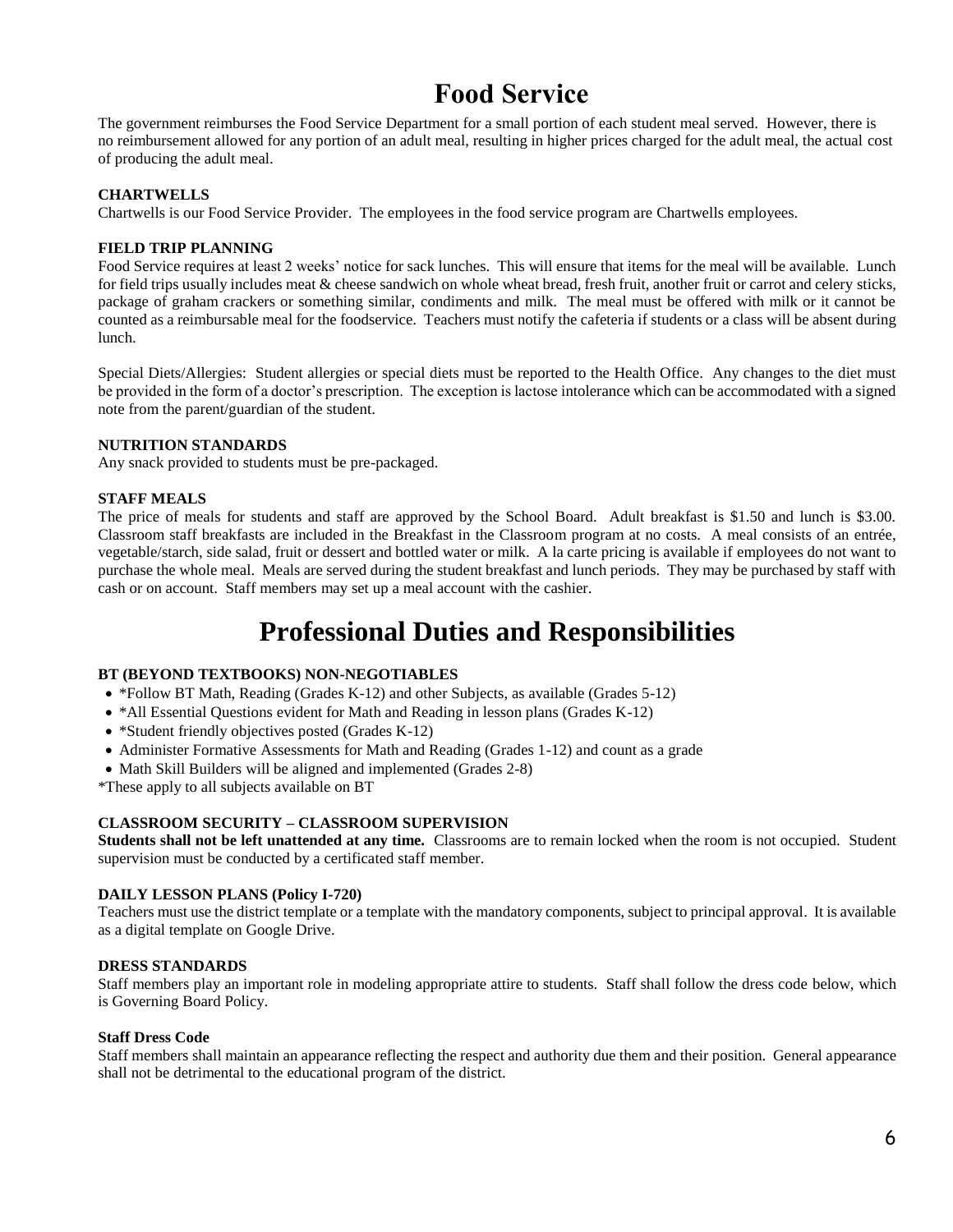# Food Service

The government reimburses the Food Service Department for a small portion of each student meal served. However, there is no reimbursement allowed for any portion of an adult meal, resulting in higher prices charged for the adult meal, the actual cost of producing the adult meal.

### CHARTWELLS

Chartwells is our Food Service Provider. The employees in the food service program are Chartwells employees.

### FIELD TRIP PLANNING

Food Service requires at least 2 weeks' notice for sack lunches. This will ensure that items for the meal will be available. Lunch for field trips usually includes meat & cheese sandwich on whole wheat bread, fresh fruit, another fruit or carrot and celery sticks, package of graham crackers or something similar, condiments and milk. The meal must be offered with milk or it cannot be counted as a reimbursable meal for the foodservice. Teachers must notify the cafeteria if students or a class will be absent during lunch.

Special Diets/Allergies: Student allergies or special diets must be reported to the Health Office. Any changes to the diet must be provided in the form of a doctor's prescription. The exception is lactose intolerance which can be accommodated with a signed note from the parent/guardian of the student.

### NUTRITION STANDARDS

Any snack provided to students must be pre-packaged.

### STAFF MEALS

The price of meals for students and staff are approved by the School Board. Adult breakfast is $1.50 and lunch is $3.00. Classroom staff breakfasts are included in the Breakfast in the Classroom program at no costs. A meal consists of an entrée, vegetable/starch, side salad, fruit or dessert and bottled water or milk. A la carte pricing is available if employees do not want to purchase the whole meal. Meals are served during the student breakfast and lunch periods. They may be purchased by staff with cash or on account. Staff members may set up a meal account with the cashier.

# Professional Duties and Responsibilities

### BT (BEYOND TEXTBOOKS) NON-NEGOTIABLES

- *Follow BT Math, Reading (Grades K-12) and other Subjects, as available (Grades 5-12)
- *All Essential Questions evident for Math and Reading in lesson plans (Grades K-12)
- *Student friendly objectives posted (Grades K-12)
- Administer Formative Assessments for Math and Reading (Grades 1-12) and count as a grade
- Math Skill Builders will be aligned and implemented (Grades 2-8)

*These apply to all subjects available on BT

### CLASSROOM SECURITY – CLASSROOM SUPERVISION

**Students shall not be left unattended at any time.** Classrooms are to remain locked when the room is not occupied. Student supervision must be conducted by a certificated staff member.

### DAILY LESSON PLANS (Policy I-720)

Teachers must use the district template or a template with the mandatory components, subject to principal approval. It is available as a digital template on Google Drive.

### DRESS STANDARDS

Staff members play an important role in modeling appropriate attire to students. Staff shall follow the dress code below, which is Governing Board Policy.

#### Staff Dress Code

Staff members shall maintain an appearance reflecting the respect and authority due them and their position. General appearance shall not be detrimental to the educational program of the district.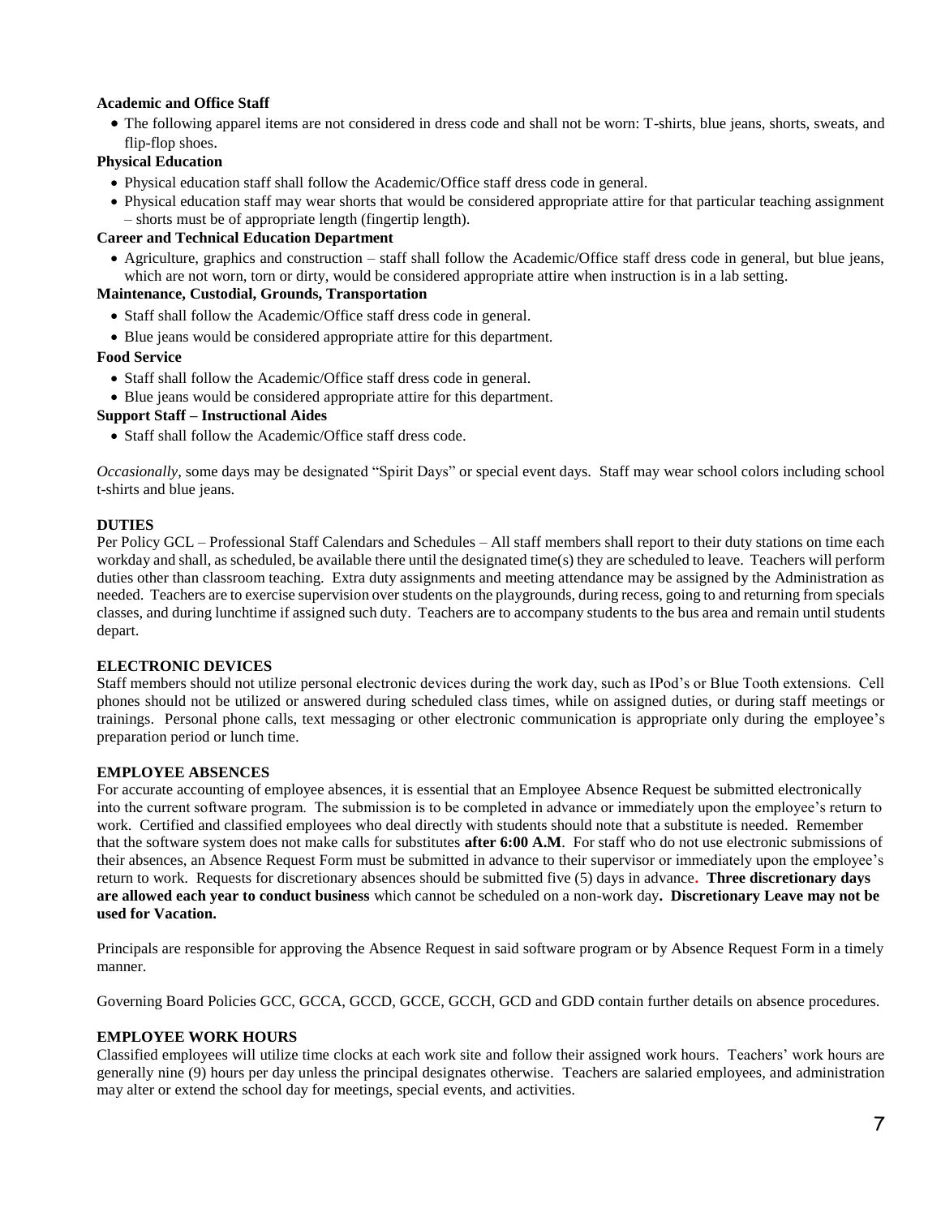**Academic and Office Staff**

- The following apparel items are not considered in dress code and shall not be worn: T-shirts, blue jeans, shorts, sweats, and flip-flop shoes.

**Physical Education**

- Physical education staff shall follow the Academic/Office staff dress code in general.
- Physical education staff may wear shorts that would be considered appropriate attire for that particular teaching assignment – shorts must be of appropriate length (fingertip length).

**Career and Technical Education Department**

- Agriculture, graphics and construction – staff shall follow the Academic/Office staff dress code in general, but blue jeans, which are not worn, torn or dirty, would be considered appropriate attire when instruction is in a lab setting.

**Maintenance, Custodial, Grounds, Transportation**

- Staff shall follow the Academic/Office staff dress code in general.
- Blue jeans would be considered appropriate attire for this department.

**Food Service**

- Staff shall follow the Academic/Office staff dress code in general.
- Blue jeans would be considered appropriate attire for this department.

**Support Staff – Instructional Aides**

- Staff shall follow the Academic/Office staff dress code.

*Occasionally*, some days may be designated "Spirit Days" or special event days. Staff may wear school colors including school t-shirts and blue jeans.

**DUTIES**

Per Policy GCL – Professional Staff Calendars and Schedules – All staff members shall report to their duty stations on time each workday and shall, as scheduled, be available there until the designated time(s) they are scheduled to leave. Teachers will perform duties other than classroom teaching. Extra duty assignments and meeting attendance may be assigned by the Administration as needed. Teachers are to exercise supervision over students on the playgrounds, during recess, going to and returning from specials classes, and during lunchtime if assigned such duty. Teachers are to accompany students to the bus area and remain until students depart.

**ELECTRONIC DEVICES**

Staff members should not utilize personal electronic devices during the work day, such as IPod's or Blue Tooth extensions. Cell phones should not be utilized or answered during scheduled class times, while on assigned duties, or during staff meetings or trainings. Personal phone calls, text messaging or other electronic communication is appropriate only during the employee's preparation period or lunch time.

**EMPLOYEE ABSENCES**

For accurate accounting of employee absences, it is essential that an Employee Absence Request be submitted electronically into the current software program. The submission is to be completed in advance or immediately upon the employee's return to work. Certified and classified employees who deal directly with students should note that a substitute is needed. Remember that the software system does not make calls for substitutes **after 6:00 A.M**. For staff who do not use electronic submissions of their absences, an Absence Request Form must be submitted in advance to their supervisor or immediately upon the employee's return to work. Requests for discretionary absences should be submitted five (5) days in advance**. Three discretionary days are allowed each year to conduct business** which cannot be scheduled on a non-work day**. Discretionary Leave may not be used for Vacation.**

Principals are responsible for approving the Absence Request in said software program or by Absence Request Form in a timely manner.

Governing Board Policies GCC, GCCA, GCCD, GCCE, GCCH, GCD and GDD contain further details on absence procedures.

**EMPLOYEE WORK HOURS**

Classified employees will utilize time clocks at each work site and follow their assigned work hours. Teachers' work hours are generally nine (9) hours per day unless the principal designates otherwise. Teachers are salaried employees, and administration may alter or extend the school day for meetings, special events, and activities.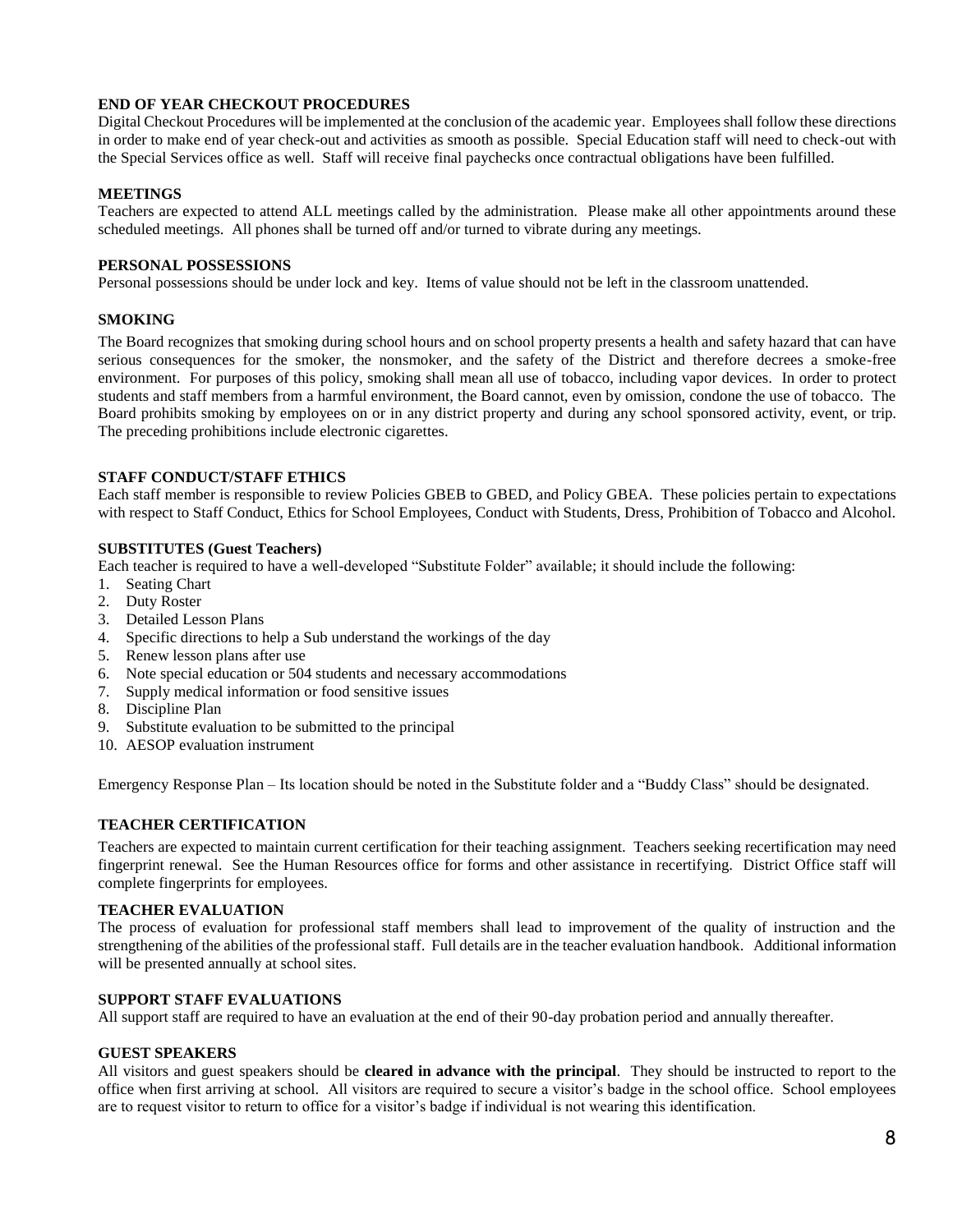## END OF YEAR CHECKOUT PROCEDURES

Digital Checkout Procedures will be implemented at the conclusion of the academic year. Employees shall follow these directions in order to make end of year check-out and activities as smooth as possible. Special Education staff will need to check-out with the Special Services office as well. Staff will receive final paychecks once contractual obligations have been fulfilled.

## MEETINGS

Teachers are expected to attend ALL meetings called by the administration. Please make all other appointments around these scheduled meetings. All phones shall be turned off and/or turned to vibrate during any meetings.

## PERSONAL POSSESSIONS

Personal possessions should be under lock and key. Items of value should not be left in the classroom unattended.

## SMOKING

The Board recognizes that smoking during school hours and on school property presents a health and safety hazard that can have serious consequences for the smoker, the nonsmoker, and the safety of the District and therefore decrees a smoke-free environment. For purposes of this policy, smoking shall mean all use of tobacco, including vapor devices. In order to protect students and staff members from a harmful environment, the Board cannot, even by omission, condone the use of tobacco. The Board prohibits smoking by employees on or in any district property and during any school sponsored activity, event, or trip. The preceding prohibitions include electronic cigarettes.

## STAFF CONDUCT/STAFF ETHICS

Each staff member is responsible to review Policies GBEB to GBED, and Policy GBEA. These policies pertain to expectations with respect to Staff Conduct, Ethics for School Employees, Conduct with Students, Dress, Prohibition of Tobacco and Alcohol.

## SUBSTITUTES (Guest Teachers)

Each teacher is required to have a well-developed "Substitute Folder" available; it should include the following:

1. Seating Chart
2. Duty Roster
3. Detailed Lesson Plans
4. Specific directions to help a Sub understand the workings of the day
5. Renew lesson plans after use
6. Note special education or 504 students and necessary accommodations
7. Supply medical information or food sensitive issues
8. Discipline Plan
9. Substitute evaluation to be submitted to the principal
10. AESOP evaluation instrument

Emergency Response Plan – Its location should be noted in the Substitute folder and a "Buddy Class" should be designated.

## TEACHER CERTIFICATION

Teachers are expected to maintain current certification for their teaching assignment. Teachers seeking recertification may need fingerprint renewal. See the Human Resources office for forms and other assistance in recertifying. District Office staff will complete fingerprints for employees.

## TEACHER EVALUATION

The process of evaluation for professional staff members shall lead to improvement of the quality of instruction and the strengthening of the abilities of the professional staff. Full details are in the teacher evaluation handbook. Additional information will be presented annually at school sites.

## SUPPORT STAFF EVALUATIONS

All support staff are required to have an evaluation at the end of their 90-day probation period and annually thereafter.

## GUEST SPEAKERS

All visitors and guest speakers should be **cleared in advance with the principal**. They should be instructed to report to the office when first arriving at school. All visitors are required to secure a visitor's badge in the school office. School employees are to request visitor to return to office for a visitor's badge if individual is not wearing this identification.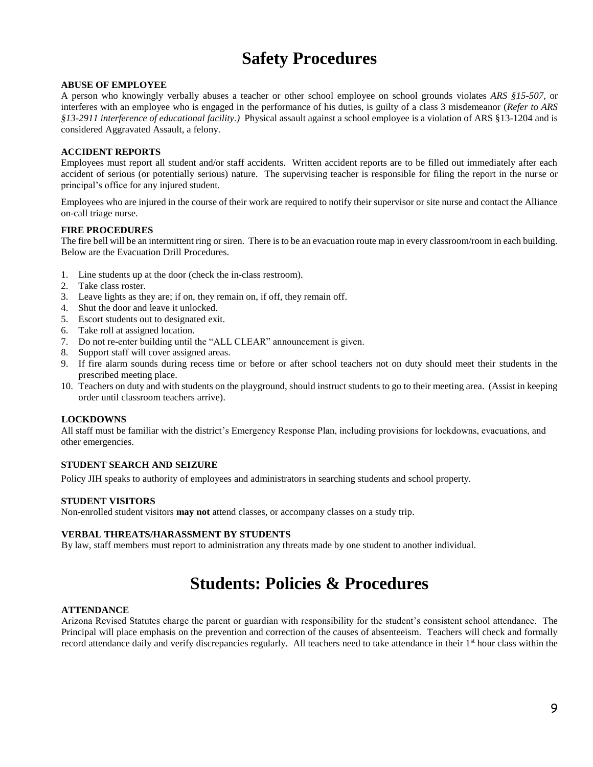# Safety Procedures

### ABUSE OF EMPLOYEE

A person who knowingly verbally abuses a teacher or other school employee on school grounds violates *ARS §15-507*, or interferes with an employee who is engaged in the performance of his duties, is guilty of a class 3 misdemeanor (*Refer to ARS §13-2911 interference of educational facility.)* Physical assault against a school employee is a violation of ARS §13-1204 and is considered Aggravated Assault, a felony.

### ACCIDENT REPORTS

Employees must report all student and/or staff accidents. Written accident reports are to be filled out immediately after each accident of serious (or potentially serious) nature. The supervising teacher is responsible for filing the report in the nurse or principal's office for any injured student.

Employees who are injured in the course of their work are required to notify their supervisor or site nurse and contact the Alliance on-call triage nurse.

### FIRE PROCEDURES

The fire bell will be an intermittent ring or siren. There is to be an evacuation route map in every classroom/room in each building. Below are the Evacuation Drill Procedures.

1. Line students up at the door (check the in-class restroom).
2. Take class roster.
3. Leave lights as they are; if on, they remain on, if off, they remain off.
4. Shut the door and leave it unlocked.
5. Escort students out to designated exit.
6. Take roll at assigned location.
7. Do not re-enter building until the "ALL CLEAR" announcement is given.
8. Support staff will cover assigned areas.
9. If fire alarm sounds during recess time or before or after school teachers not on duty should meet their students in the prescribed meeting place.
10. Teachers on duty and with students on the playground, should instruct students to go to their meeting area. (Assist in keeping order until classroom teachers arrive).

### LOCKDOWNS

All staff must be familiar with the district's Emergency Response Plan, including provisions for lockdowns, evacuations, and other emergencies.

### STUDENT SEARCH AND SEIZURE

Policy JIH speaks to authority of employees and administrators in searching students and school property.

### STUDENT VISITORS

Non-enrolled student visitors **may not** attend classes, or accompany classes on a study trip.

### VERBAL THREATS/HARASSMENT BY STUDENTS

By law, staff members must report to administration any threats made by one student to another individual.

# Students: Policies & Procedures

### ATTENDANCE

Arizona Revised Statutes charge the parent or guardian with responsibility for the student's consistent school attendance. The Principal will place emphasis on the prevention and correction of the causes of absenteeism. Teachers will check and formally record attendance daily and verify discrepancies regularly. All teachers need to take attendance in their 1st hour class within the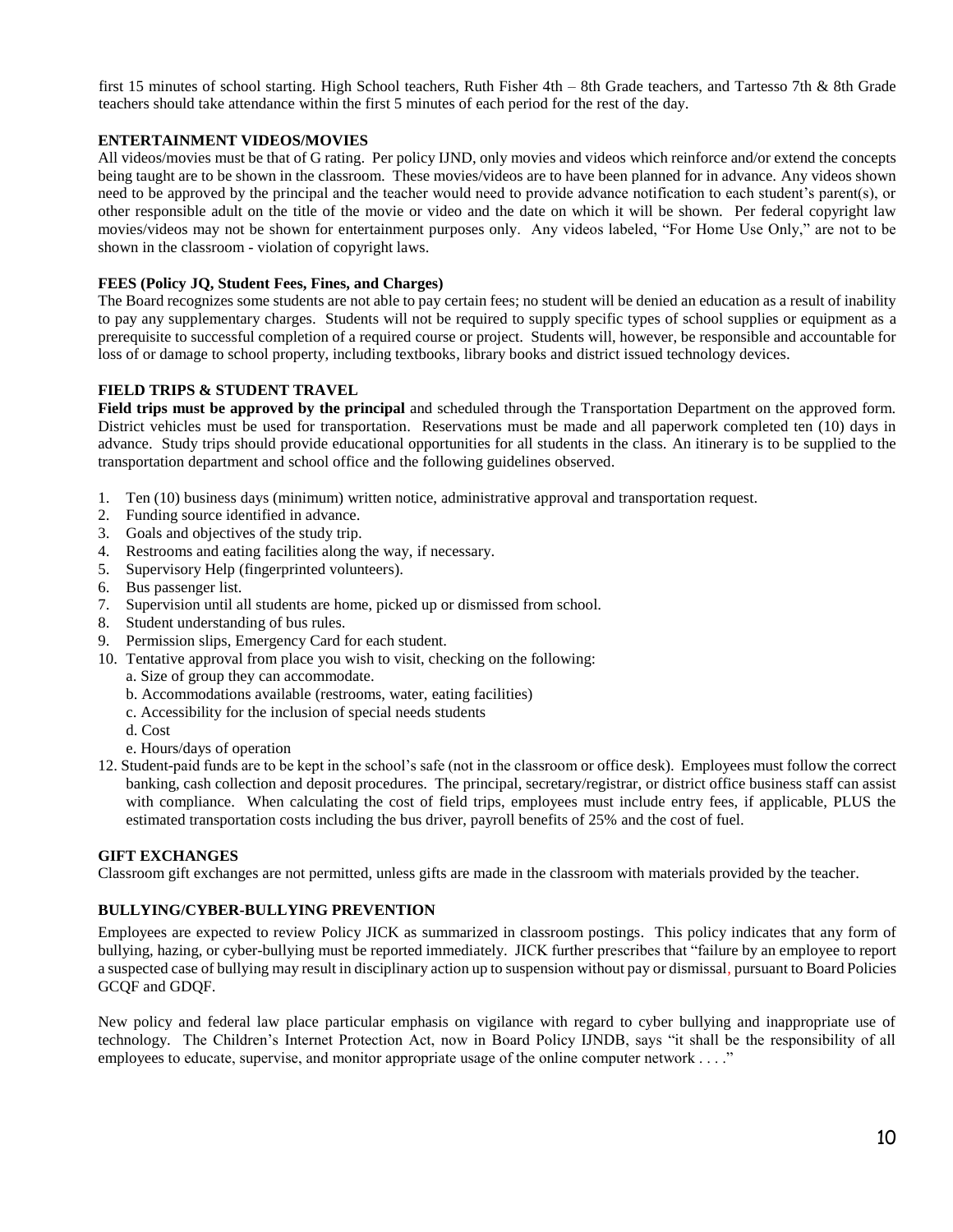first 15 minutes of school starting. High School teachers, Ruth Fisher 4th – 8th Grade teachers, and Tartesso 7th & 8th Grade teachers should take attendance within the first 5 minutes of each period for the rest of the day.

### ENTERTAINMENT VIDEOS/MOVIES

All videos/movies must be that of G rating. Per policy IJND, only movies and videos which reinforce and/or extend the concepts being taught are to be shown in the classroom. These movies/videos are to have been planned for in advance. Any videos shown need to be approved by the principal and the teacher would need to provide advance notification to each student's parent(s), or other responsible adult on the title of the movie or video and the date on which it will be shown. Per federal copyright law movies/videos may not be shown for entertainment purposes only. Any videos labeled, "For Home Use Only," are not to be shown in the classroom - violation of copyright laws.

### FEES (Policy JQ, Student Fees, Fines, and Charges)

The Board recognizes some students are not able to pay certain fees; no student will be denied an education as a result of inability to pay any supplementary charges. Students will not be required to supply specific types of school supplies or equipment as a prerequisite to successful completion of a required course or project. Students will, however, be responsible and accountable for loss of or damage to school property, including textbooks, library books and district issued technology devices.

### FIELD TRIPS & STUDENT TRAVEL

**Field trips must be approved by the principal** and scheduled through the Transportation Department on the approved form. District vehicles must be used for transportation. Reservations must be made and all paperwork completed ten (10) days in advance. Study trips should provide educational opportunities for all students in the class. An itinerary is to be supplied to the transportation department and school office and the following guidelines observed.

1. Ten (10) business days (minimum) written notice, administrative approval and transportation request.
2. Funding source identified in advance.
3. Goals and objectives of the study trip.
4. Restrooms and eating facilities along the way, if necessary.
5. Supervisory Help (fingerprinted volunteers).
6. Bus passenger list.
7. Supervision until all students are home, picked up or dismissed from school.
8. Student understanding of bus rules.
9. Permission slips, Emergency Card for each student.
10. Tentative approval from place you wish to visit, checking on the following:
    a. Size of group they can accommodate.
    b. Accommodations available (restrooms, water, eating facilities)
    c. Accessibility for the inclusion of special needs students
    d. Cost
    e. Hours/days of operation

12. Student-paid funds are to be kept in the school's safe (not in the classroom or office desk). Employees must follow the correct banking, cash collection and deposit procedures. The principal, secretary/registrar, or district office business staff can assist with compliance. When calculating the cost of field trips, employees must include entry fees, if applicable, PLUS the estimated transportation costs including the bus driver, payroll benefits of 25% and the cost of fuel.

### GIFT EXCHANGES

Classroom gift exchanges are not permitted, unless gifts are made in the classroom with materials provided by the teacher.

### BULLYING/CYBER-BULLYING PREVENTION

Employees are expected to review Policy JICK as summarized in classroom postings. This policy indicates that any form of bullying, hazing, or cyber-bullying must be reported immediately. JICK further prescribes that "failure by an employee to report a suspected case of bullying may result in disciplinary action up to suspension without pay or dismissal, pursuant to Board Policies GCQF and GDQF.

New policy and federal law place particular emphasis on vigilance with regard to cyber bullying and inappropriate use of technology. The Children's Internet Protection Act, now in Board Policy IJNDB, says "it shall be the responsibility of all employees to educate, supervise, and monitor appropriate usage of the online computer network . . . ."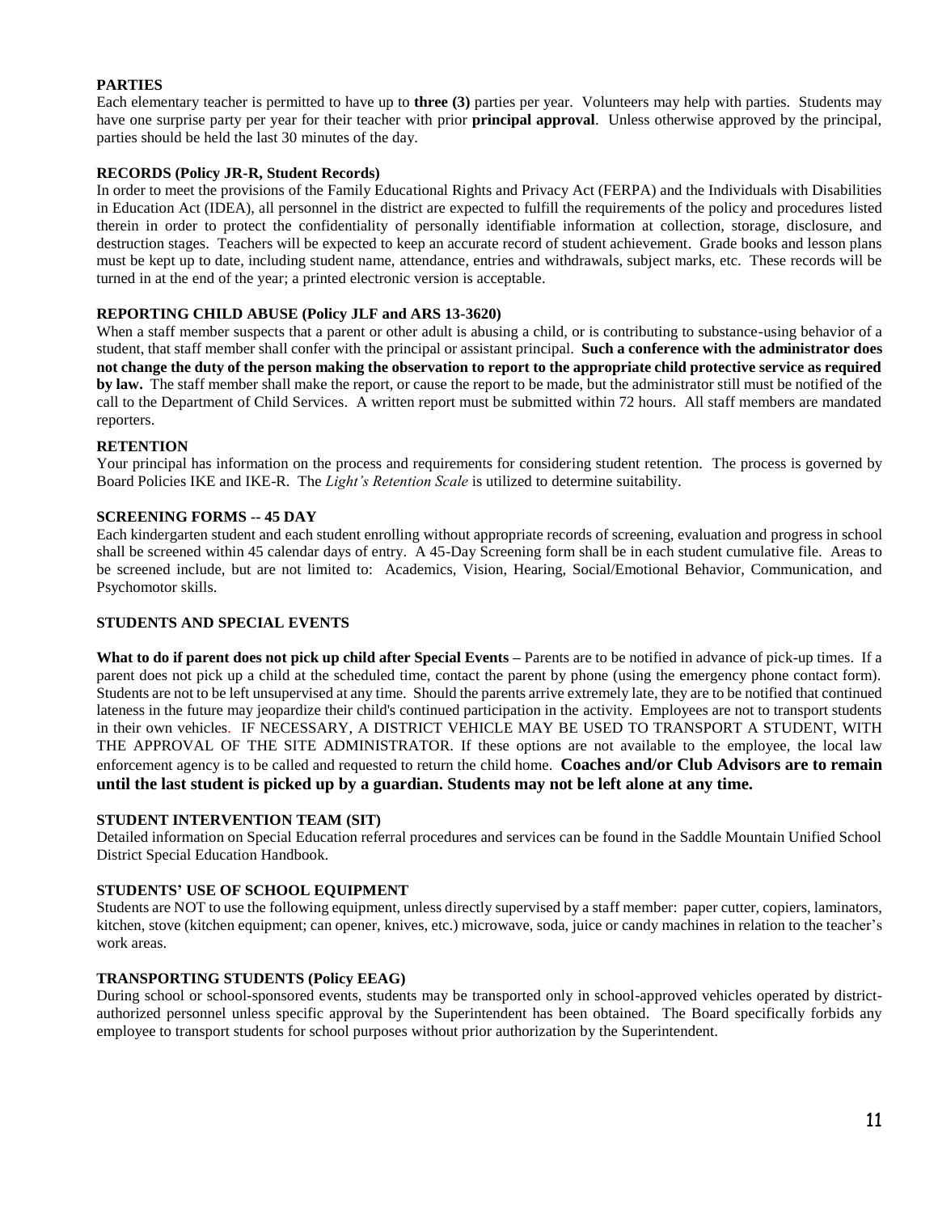## PARTIES

Each elementary teacher is permitted to have up to **three (3)** parties per year. Volunteers may help with parties. Students may have one surprise party per year for their teacher with prior **principal approval**. Unless otherwise approved by the principal, parties should be held the last 30 minutes of the day.

## RECORDS (Policy JR-R, Student Records)

In order to meet the provisions of the Family Educational Rights and Privacy Act (FERPA) and the Individuals with Disabilities in Education Act (IDEA), all personnel in the district are expected to fulfill the requirements of the policy and procedures listed therein in order to protect the confidentiality of personally identifiable information at collection, storage, disclosure, and destruction stages. Teachers will be expected to keep an accurate record of student achievement. Grade books and lesson plans must be kept up to date, including student name, attendance, entries and withdrawals, subject marks, etc. These records will be turned in at the end of the year; a printed electronic version is acceptable.

## REPORTING CHILD ABUSE (Policy JLF and ARS 13-3620)

When a staff member suspects that a parent or other adult is abusing a child, or is contributing to substance-using behavior of a student, that staff member shall confer with the principal or assistant principal. **Such a conference with the administrator does not change the duty of the person making the observation to report to the appropriate child protective service as required by law.** The staff member shall make the report, or cause the report to be made, but the administrator still must be notified of the call to the Department of Child Services. A written report must be submitted within 72 hours. All staff members are mandated reporters.

## RETENTION

Your principal has information on the process and requirements for considering student retention. The process is governed by Board Policies IKE and IKE-R. The *Light's Retention Scale* is utilized to determine suitability.

## SCREENING FORMS -- 45 DAY

Each kindergarten student and each student enrolling without appropriate records of screening, evaluation and progress in school shall be screened within 45 calendar days of entry. A 45-Day Screening form shall be in each student cumulative file. Areas to be screened include, but are not limited to: Academics, Vision, Hearing, Social/Emotional Behavior, Communication, and Psychomotor skills.

## STUDENTS AND SPECIAL EVENTS

**What to do if parent does not pick up child after Special Events –** Parents are to be notified in advance of pick-up times. If a parent does not pick up a child at the scheduled time, contact the parent by phone (using the emergency phone contact form). Students are not to be left unsupervised at any time. Should the parents arrive extremely late, they are to be notified that continued lateness in the future may jeopardize their child's continued participation in the activity. Employees are not to transport students in their own vehicles. IF NECESSARY, A DISTRICT VEHICLE MAY BE USED TO TRANSPORT A STUDENT, WITH THE APPROVAL OF THE SITE ADMINISTRATOR. If these options are not available to the employee, the local law enforcement agency is to be called and requested to return the child home. **Coaches and/or Club Advisors are to remain until the last student is picked up by a guardian. Students may not be left alone at any time.**

## STUDENT INTERVENTION TEAM (SIT)

Detailed information on Special Education referral procedures and services can be found in the Saddle Mountain Unified School District Special Education Handbook.

## STUDENTS' USE OF SCHOOL EQUIPMENT

Students are NOT to use the following equipment, unless directly supervised by a staff member: paper cutter, copiers, laminators, kitchen, stove (kitchen equipment; can opener, knives, etc.) microwave, soda, juice or candy machines in relation to the teacher's work areas.

## TRANSPORTING STUDENTS (Policy EEAG)

During school or school-sponsored events, students may be transported only in school-approved vehicles operated by district-authorized personnel unless specific approval by the Superintendent has been obtained. The Board specifically forbids any employee to transport students for school purposes without prior authorization by the Superintendent.